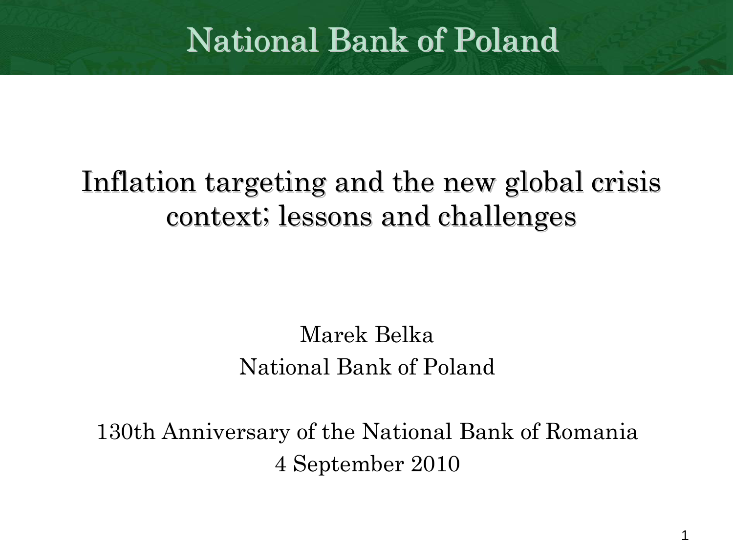National Bank of Poland

# Inflation targeting and the new global crisis context; lessons and challenges

Marek Belka
National Bank of Poland

130th Anniversary of the National Bank of Romania
4 September 2010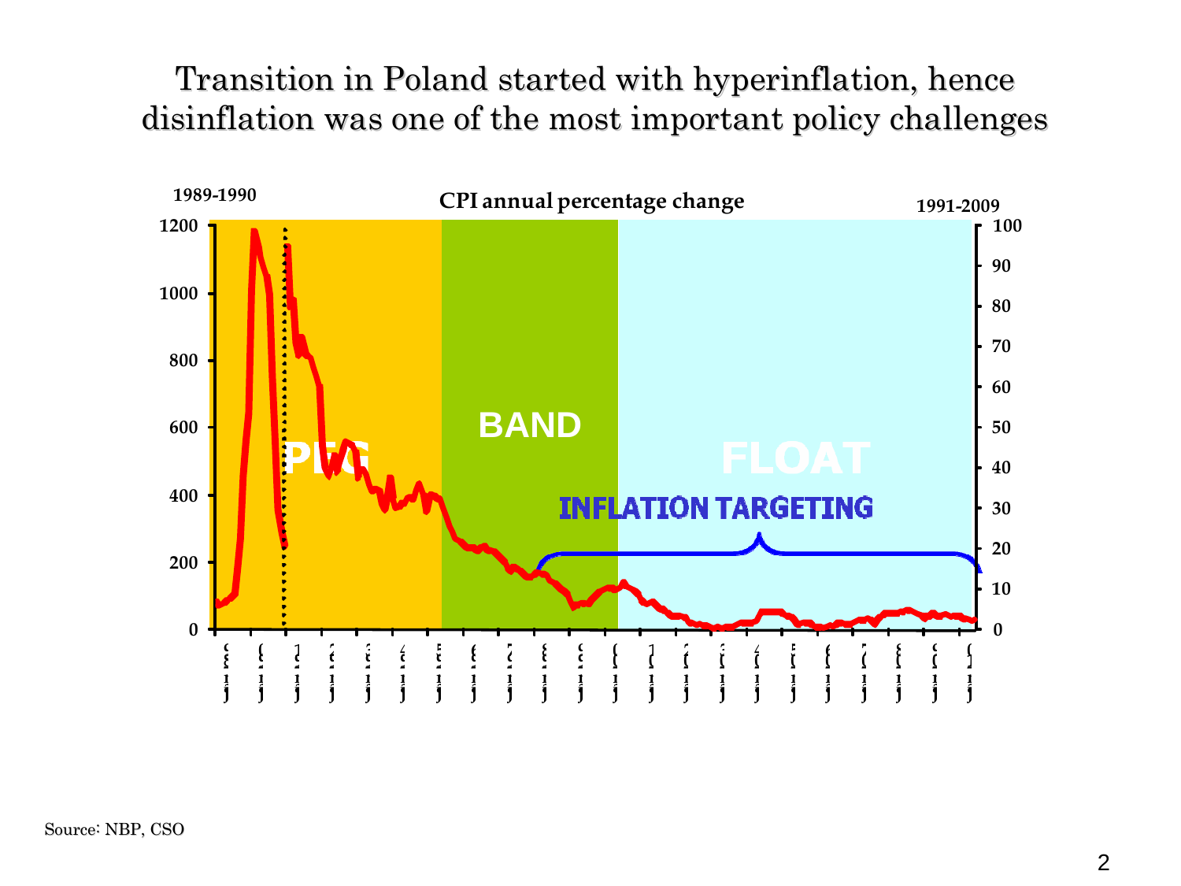# Transition in Poland started with hyperinflation, hence disinflation was one of the most important policy challenges

CPI annual percentage change

1989-1990

1991-2009

PEG

BAND

FLOAT

INFLATION TARGETING

Source: NBP, CSO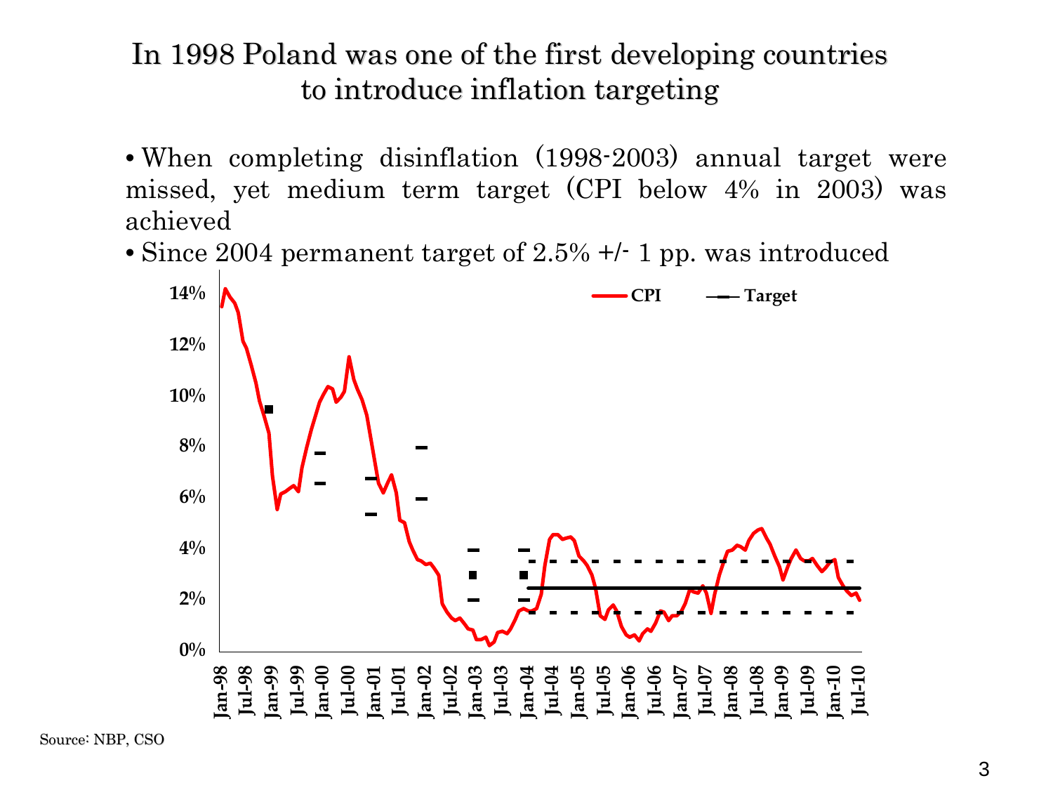# In 1998 Poland was one of the first developing countries to introduce inflation targeting

- When completing disinflation (1998-2003) annual target were missed, yet medium term target (CPI below 4% in 2003) was achieved
- Since 2004 permanent target of 2.5% +/- 1 pp. was introduced

Source: NBP, CSO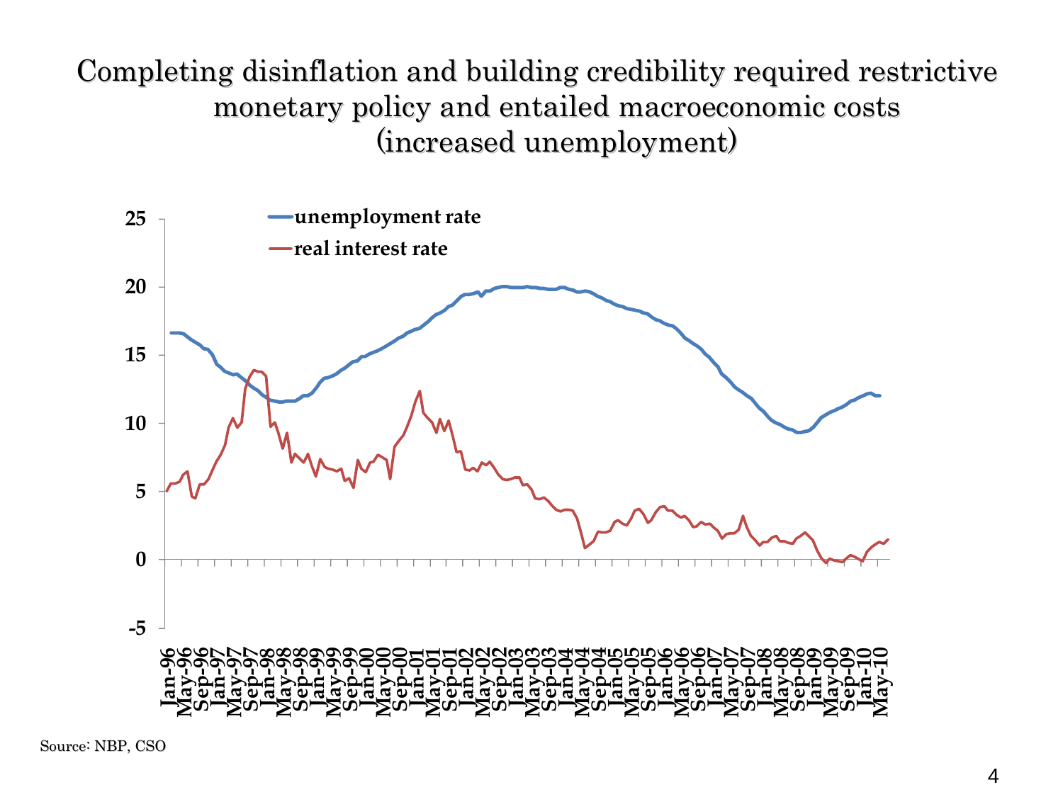# Completing disinflation and building credibility required restrictive monetary policy and entailed macroeconomic costs (increased unemployment)

Source: NBP, CSO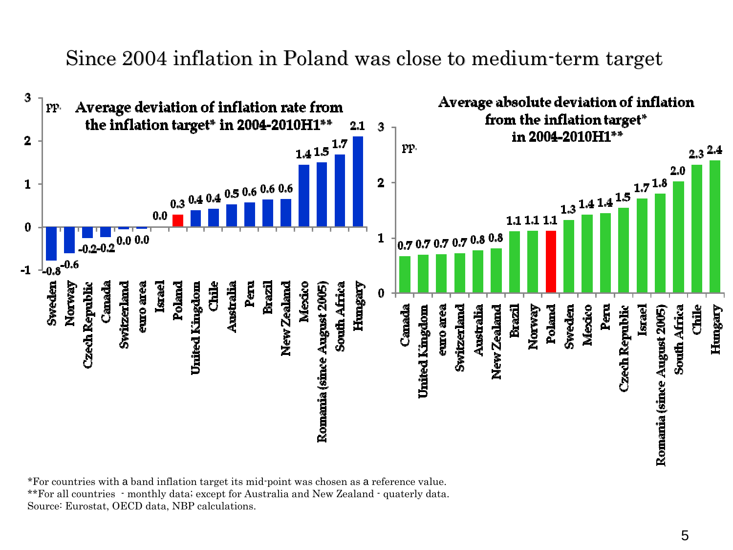# Since 2004 inflation in Poland was close to medium-term target

**Average deviation of inflation rate from the inflation target* in 2004-2010H1****

pp.

| Country | Deviation (pp.) |
|---|---|
| Sweden | -0.8 |
| Norway | -0.6 |
| Czech Republic | -0.2 |
| Canada | -0.2 |
| Switzerland | 0.0 |
| euro area | 0.0 |
| Israel | 0.0 |
| Poland | 0.3 |
| United Kingdom | 0.4 |
| Chile | 0.4 |
| Australia | 0.5 |
| Peru | 0.6 |
| Brazil | 0.6 |
| New Zealand | 0.6 |
| Mexico | 1.4 |
| Romania (since August 2005) | 1.5 |
| South Africa | 1.7 |
| Hungary | 2.1 |

**Average absolute deviation of inflation from the inflation target* in 2004-2010H1****

pp.

| Country | Absolute deviation (pp.) |
|---|---|
| Canada | 0.7 |
| United Kingdom | 0.7 |
| euro area | 0.7 |
| Switzerland | 0.7 |
| Australia | 0.8 |
| New Zealand | 0.8 |
| Brazil | 1.1 |
| Norway | 1.1 |
| Poland | 1.1 |
| Sweden | 1.3 |
| Mexico | 1.4 |
| Peru | 1.4 |
| Czech Republic | 1.5 |
| Israel | 1.7 |
| Romania (since August 2005) | 1.8 |
| South Africa | 2.0 |
| Chile | 2.3 |
| Hungary | 2.4 |

*For countries with a band inflation target its mid-point was chosen as a reference value.
**For all countries - monthly data; except for Australia and New Zealand - quaterly data.
Source: Eurostat, OECD data, NBP calculations.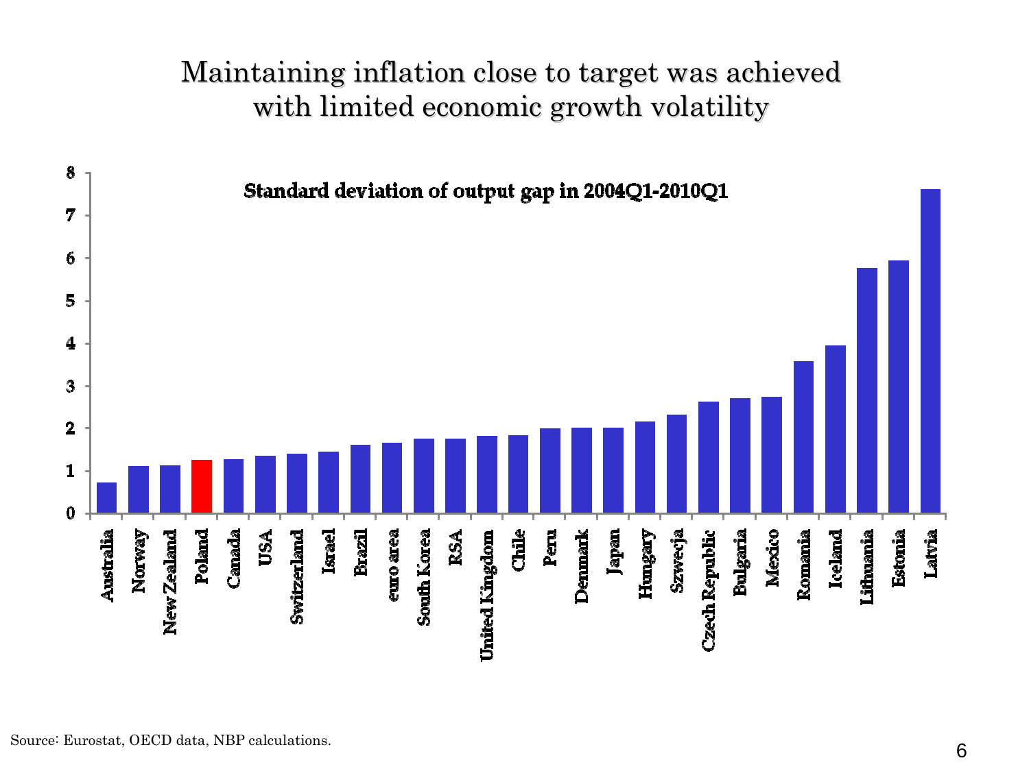# Maintaining inflation close to target was achieved with limited economic growth volatility

**Standard deviation of output gap in 2004Q1-2010Q1**

| Country | Value |
|---|---|
| Australia | 0.7 |
| Norway | 1.1 |
| New Zealand | 1.1 |
| Poland | 1.2 |
| Canada | 1.3 |
| USA | 1.3 |
| Switzerland | 1.4 |
| Israel | 1.4 |
| Brazil | 1.6 |
| euro area | 1.6 |
| South Korea | 1.7 |
| RSA | 1.7 |
| United Kingdom | 1.8 |
| Chile | 1.8 |
| Peru | 2.0 |
| Denmark | 2.0 |
| Japan | 2.0 |
| Hungary | 2.1 |
| Szwecja | 2.3 |
| Czech Republic | 2.6 |
| Bulgaria | 2.7 |
| Mexico | 2.7 |
| Romania | 3.6 |
| Iceland | 3.9 |
| Lithuania | 5.8 |
| Estonia | 5.9 |
| Latvia | 7.6 |

Source: Eurostat, OECD data, NBP calculations.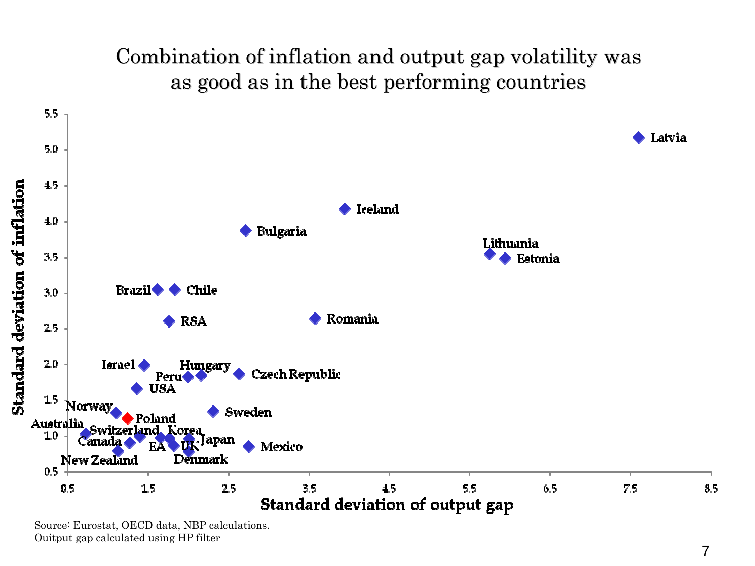# Combination of inflation and output gap volatility was as good as in the best performing countries

Source: Eurostat, OECD data, NBP calculations.
Ouitput gap calculated using HP filter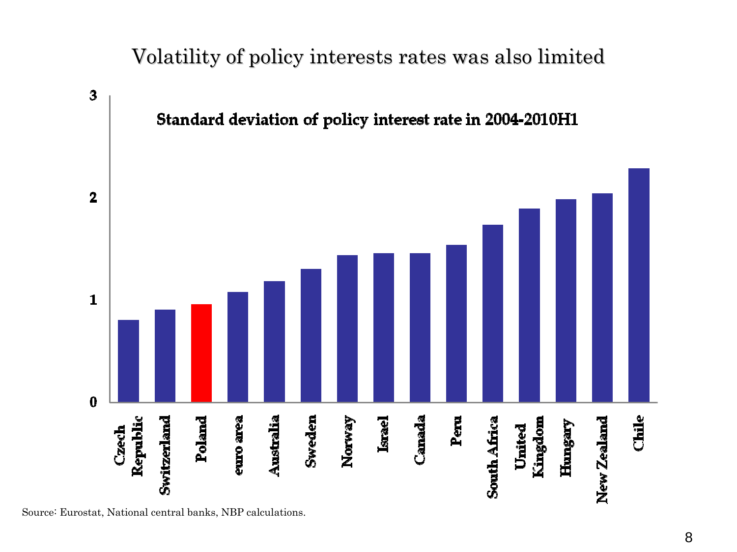# Volatility of policy interests rates was also limited

**Standard deviation of policy interest rate in 2004-2010H1**

| Country | Standard deviation |
|---|---|
| Czech Republic | 0.8 |
| Switzerland | 0.9 |
| Poland | 0.95 |
| euro area | 1.08 |
| Australia | 1.18 |
| Sweden | 1.3 |
| Norway | 1.44 |
| Israel | 1.46 |
| Canada | 1.46 |
| Peru | 1.54 |
| South Africa | 1.74 |
| United Kingdom | 1.9 |
| Hungary | 1.99 |
| New Zealand | 2.05 |
| Chile | 2.29 |

Source: Eurostat, National central banks, NBP calculations.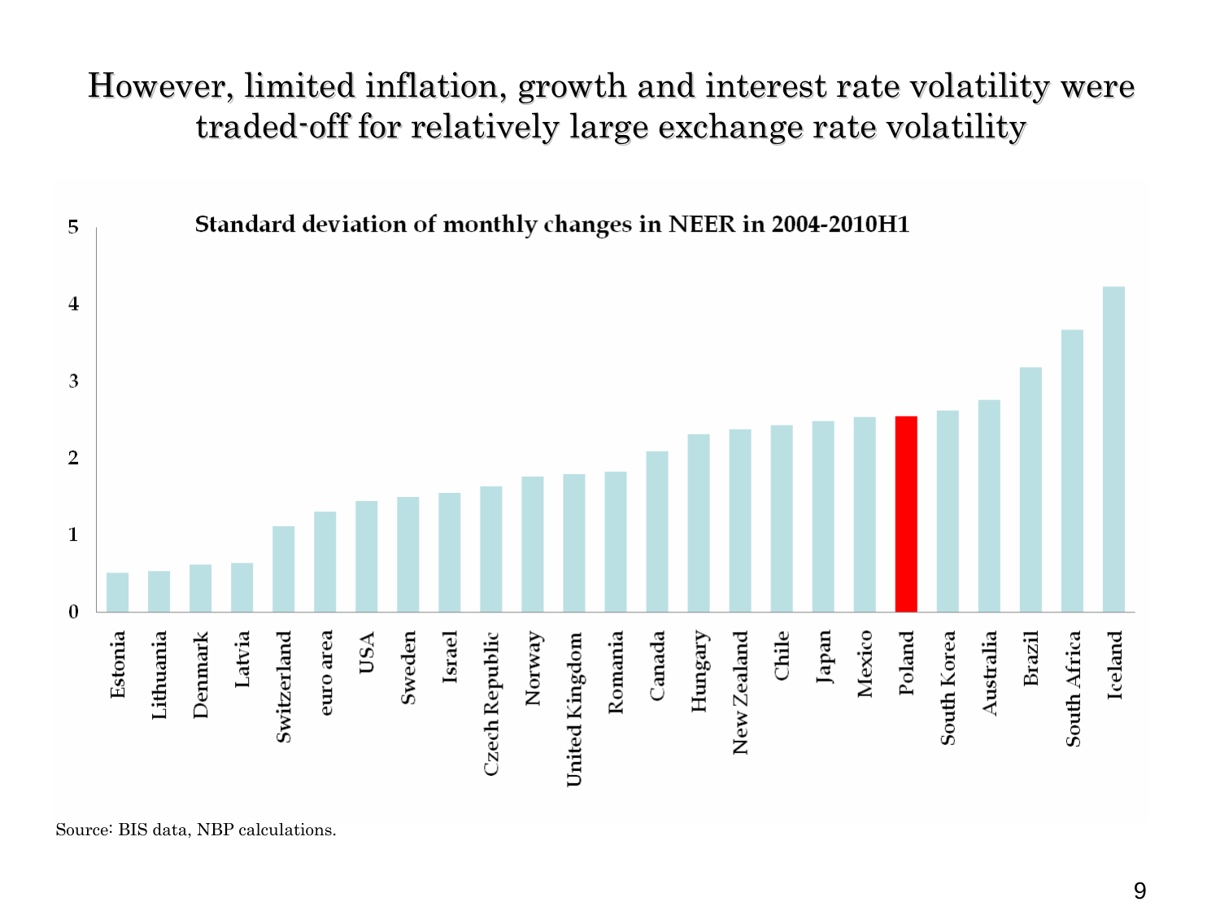# However, limited inflation, growth and interest rate volatility were traded-off for relatively large exchange rate volatility

**Standard deviation of monthly changes in NEER in 2004-2010H1**

Source: BIS data, NBP calculations.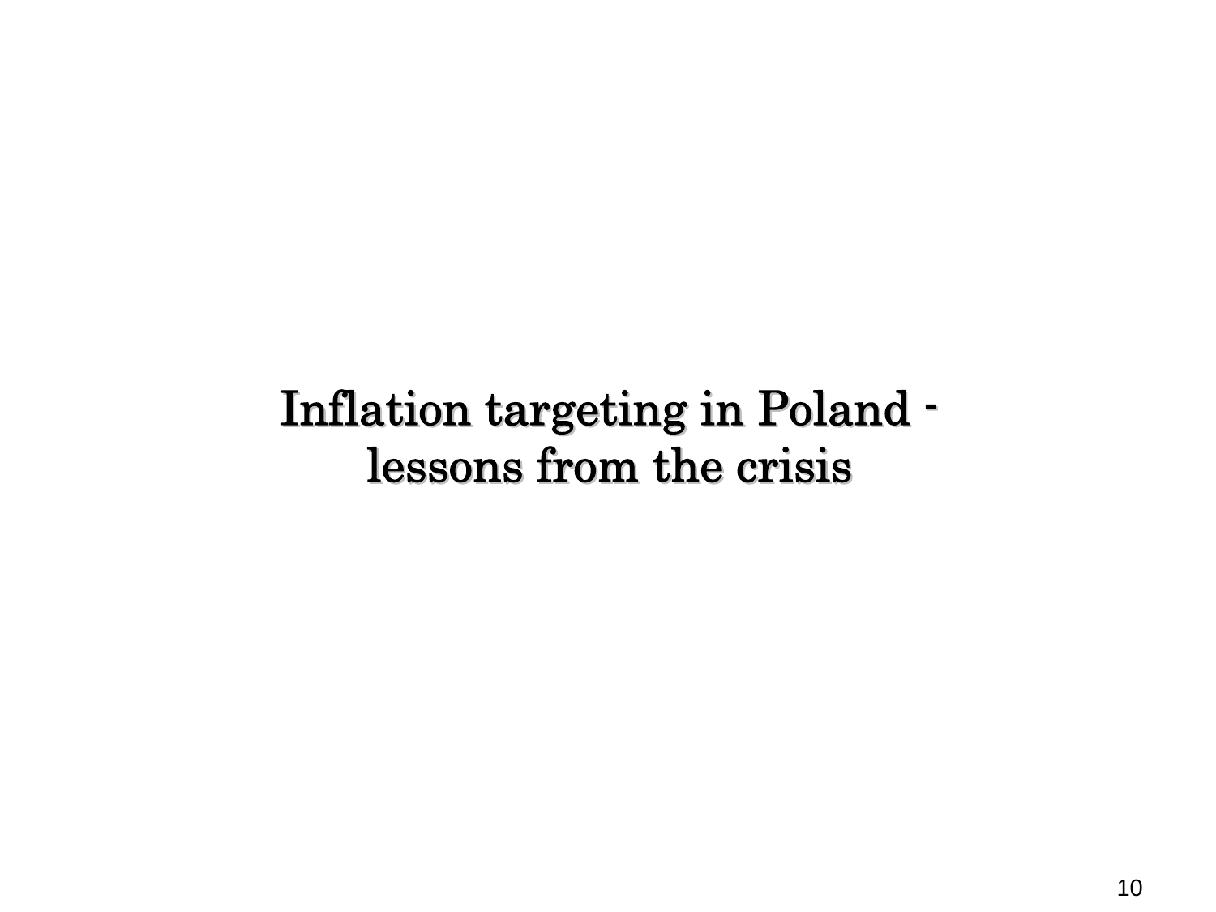# Inflation targeting in Poland - lessons from the crisis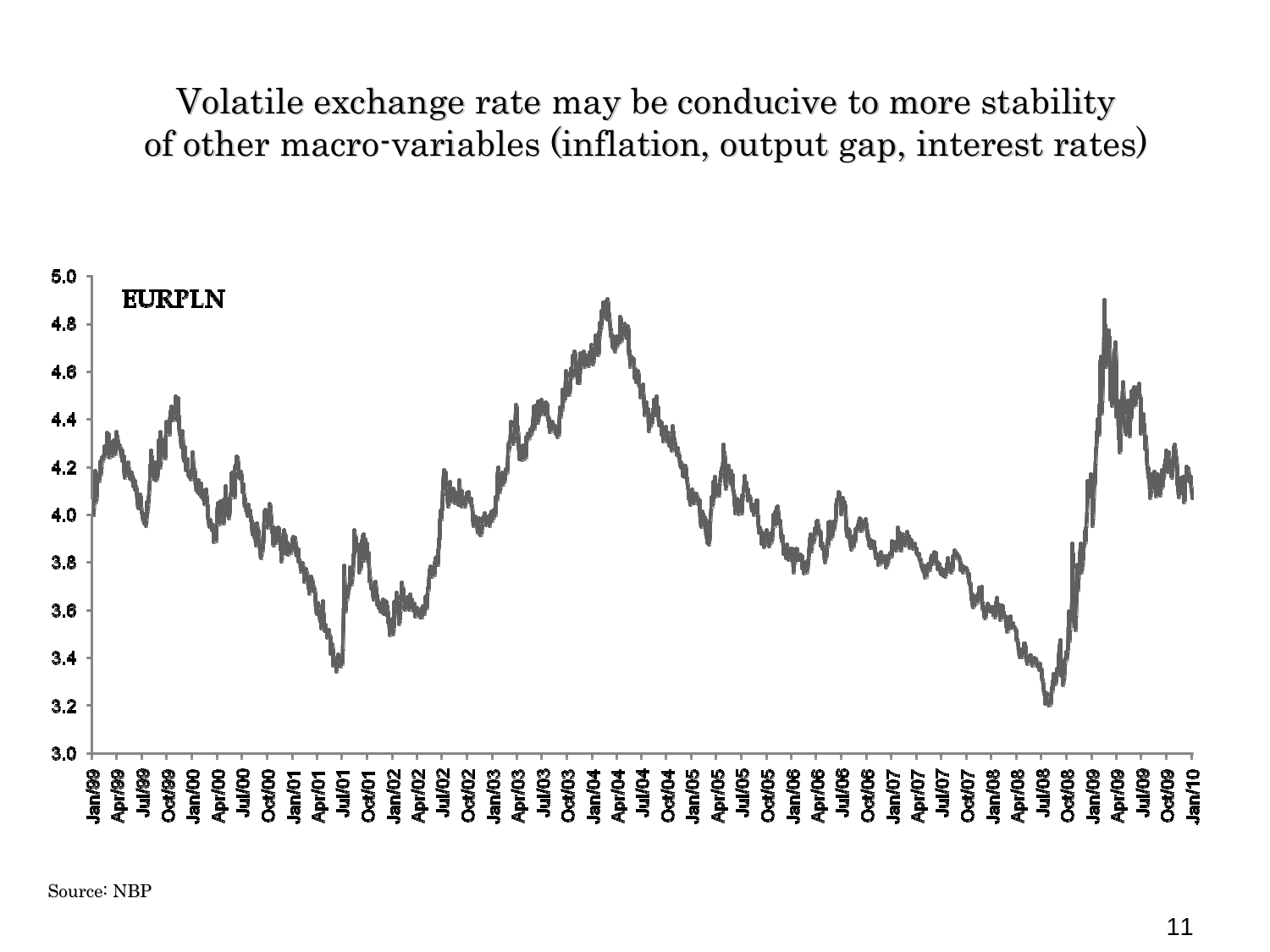# Volatile exchange rate may be conducive to more stability of other macro-variables (inflation, output gap, interest rates)

Source: NBP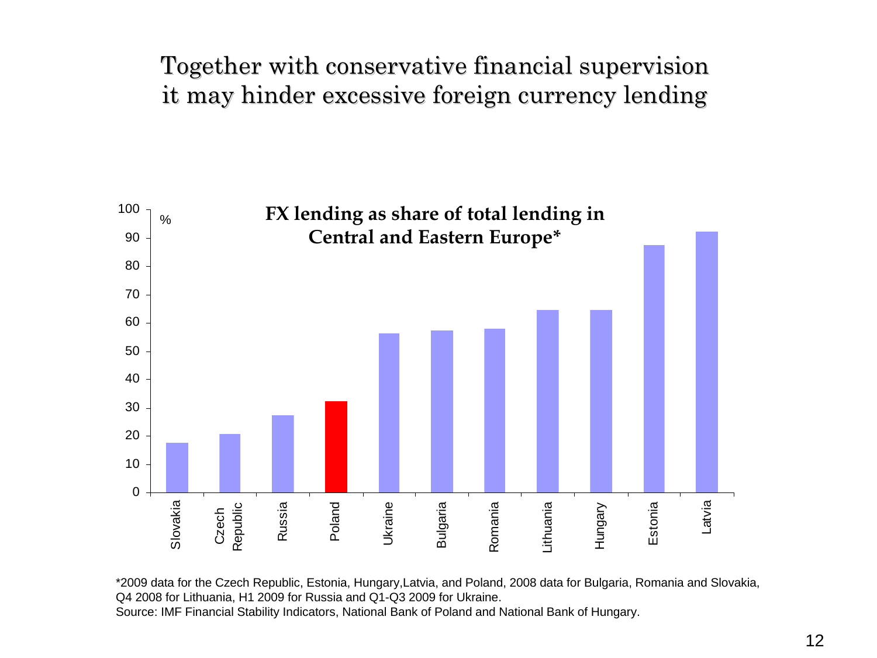# Together with conservative financial supervision it may hinder excessive foreign currency lending

**FX lending as share of total lending in Central and Eastern Europe***

| Country | % |
|---|---|
| Slovakia | 17.5 |
| Czech Republic | 20.5 |
| Russia | 27 |
| Poland | 32 |
| Ukraine | 56 |
| Bulgaria | 57 |
| Romania | 58 |
| Lithuania | 64.5 |
| Hungary | 64.5 |
| Estonia | 87.5 |
| Latvia | 92 |

*2009 data for the Czech Republic, Estonia, Hungary,Latvia, and Poland, 2008 data for Bulgaria, Romania and Slovakia, Q4 2008 for Lithuania, H1 2009 for Russia and Q1-Q3 2009 for Ukraine.

Source: IMF Financial Stability Indicators, National Bank of Poland and National Bank of Hungary.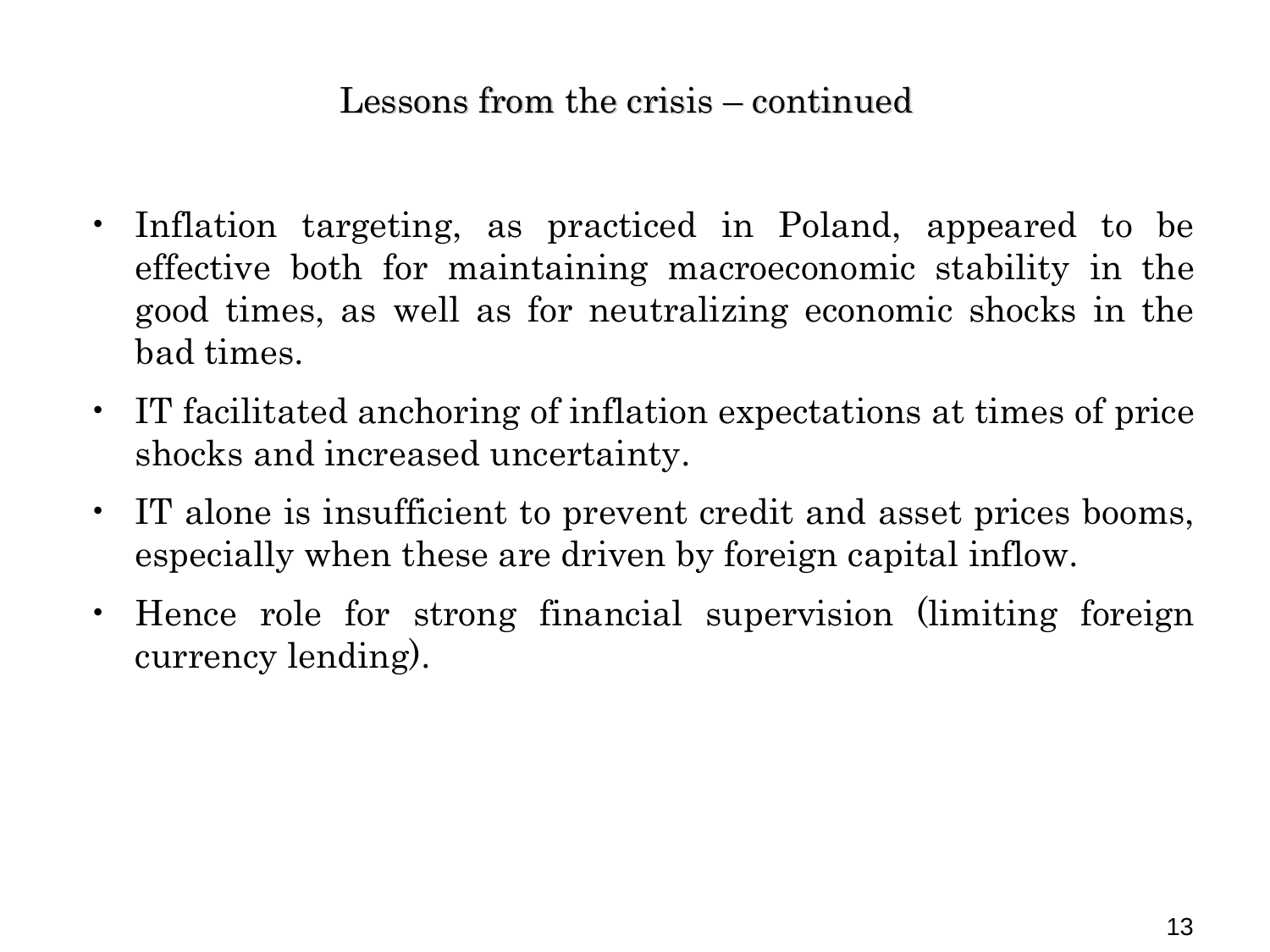# Lessons from the crisis – continued

- Inflation targeting, as practiced in Poland, appeared to be effective both for maintaining macroeconomic stability in the good times, as well as for neutralizing economic shocks in the bad times.
- IT facilitated anchoring of inflation expectations at times of price shocks and increased uncertainty.
- IT alone is insufficient to prevent credit and asset prices booms, especially when these are driven by foreign capital inflow.
- Hence role for strong financial supervision (limiting foreign currency lending).